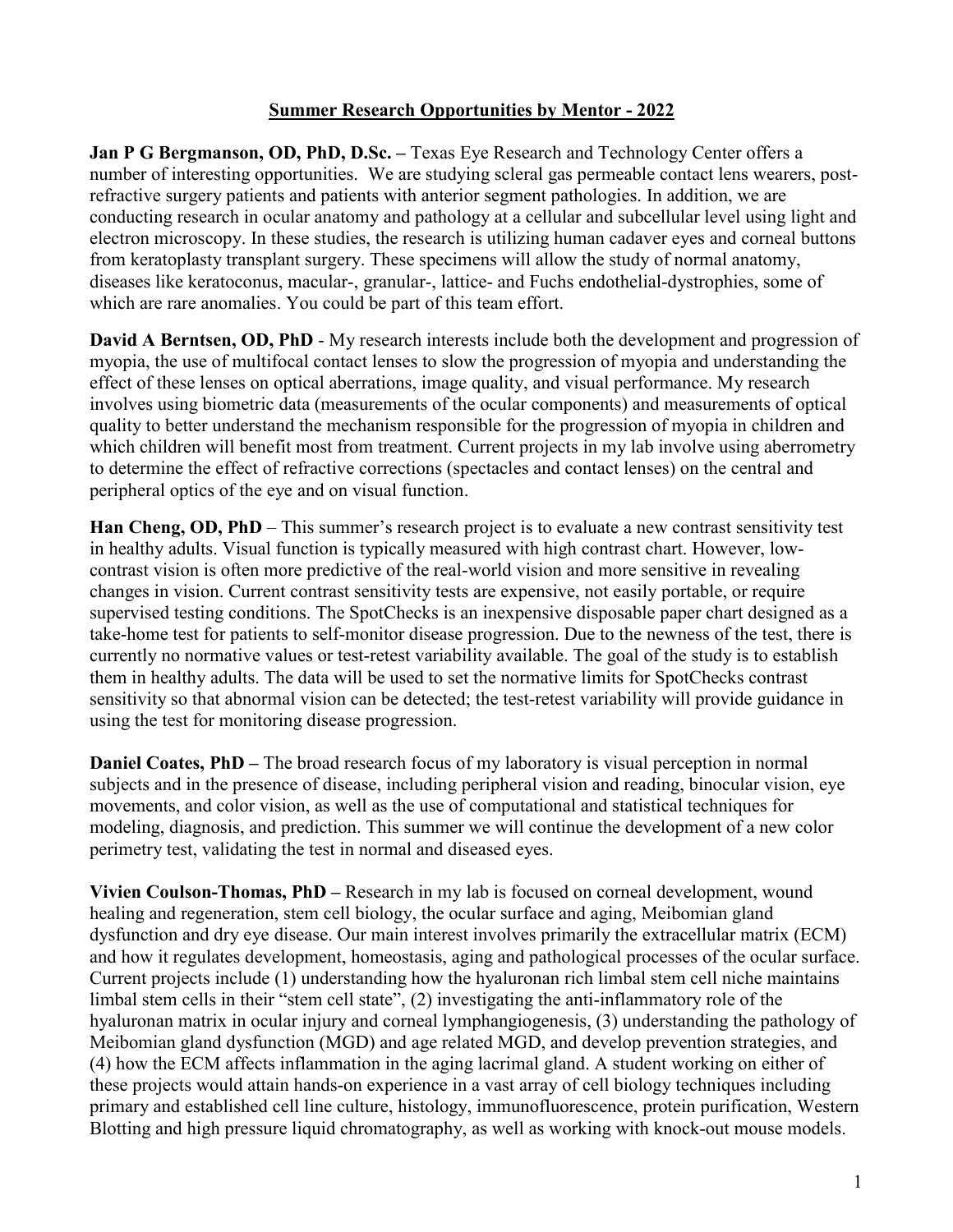# Summer Research Opportunities by Mentor - 2022

**Jan P G Bergmanson, OD, PhD, D.Sc. –** Texas Eye Research and Technology Center offers a number of interesting opportunities. We are studying scleral gas permeable contact lens wearers, post-refractive surgery patients and patients with anterior segment pathologies. In addition, we are conducting research in ocular anatomy and pathology at a cellular and subcellular level using light and electron microscopy. In these studies, the research is utilizing human cadaver eyes and corneal buttons from keratoplasty transplant surgery. These specimens will allow the study of normal anatomy, diseases like keratoconus, macular-, granular-, lattice- and Fuchs endothelial-dystrophies, some of which are rare anomalies. You could be part of this team effort.

**David A Berntsen, OD, PhD** - My research interests include both the development and progression of myopia, the use of multifocal contact lenses to slow the progression of myopia and understanding the effect of these lenses on optical aberrations, image quality, and visual performance. My research involves using biometric data (measurements of the ocular components) and measurements of optical quality to better understand the mechanism responsible for the progression of myopia in children and which children will benefit most from treatment. Current projects in my lab involve using aberrometry to determine the effect of refractive corrections (spectacles and contact lenses) on the central and peripheral optics of the eye and on visual function.

**Han Cheng, OD, PhD** – This summer's research project is to evaluate a new contrast sensitivity test in healthy adults. Visual function is typically measured with high contrast chart. However, low-contrast vision is often more predictive of the real-world vision and more sensitive in revealing changes in vision. Current contrast sensitivity tests are expensive, not easily portable, or require supervised testing conditions. The SpotChecks is an inexpensive disposable paper chart designed as a take-home test for patients to self-monitor disease progression. Due to the newness of the test, there is currently no normative values or test-retest variability available. The goal of the study is to establish them in healthy adults. The data will be used to set the normative limits for SpotChecks contrast sensitivity so that abnormal vision can be detected; the test-retest variability will provide guidance in using the test for monitoring disease progression.

**Daniel Coates, PhD –** The broad research focus of my laboratory is visual perception in normal subjects and in the presence of disease, including peripheral vision and reading, binocular vision, eye movements, and color vision, as well as the use of computational and statistical techniques for modeling, diagnosis, and prediction. This summer we will continue the development of a new color perimetry test, validating the test in normal and diseased eyes.

**Vivien Coulson-Thomas, PhD –** Research in my lab is focused on corneal development, wound healing and regeneration, stem cell biology, the ocular surface and aging, Meibomian gland dysfunction and dry eye disease. Our main interest involves primarily the extracellular matrix (ECM) and how it regulates development, homeostasis, aging and pathological processes of the ocular surface. Current projects include (1) understanding how the hyaluronan rich limbal stem cell niche maintains limbal stem cells in their "stem cell state", (2) investigating the anti-inflammatory role of the hyaluronan matrix in ocular injury and corneal lymphangiogenesis, (3) understanding the pathology of Meibomian gland dysfunction (MGD) and age related MGD, and develop prevention strategies, and (4) how the ECM affects inflammation in the aging lacrimal gland. A student working on either of these projects would attain hands-on experience in a vast array of cell biology techniques including primary and established cell line culture, histology, immunofluorescence, protein purification, Western Blotting and high pressure liquid chromatography, as well as working with knock-out mouse models.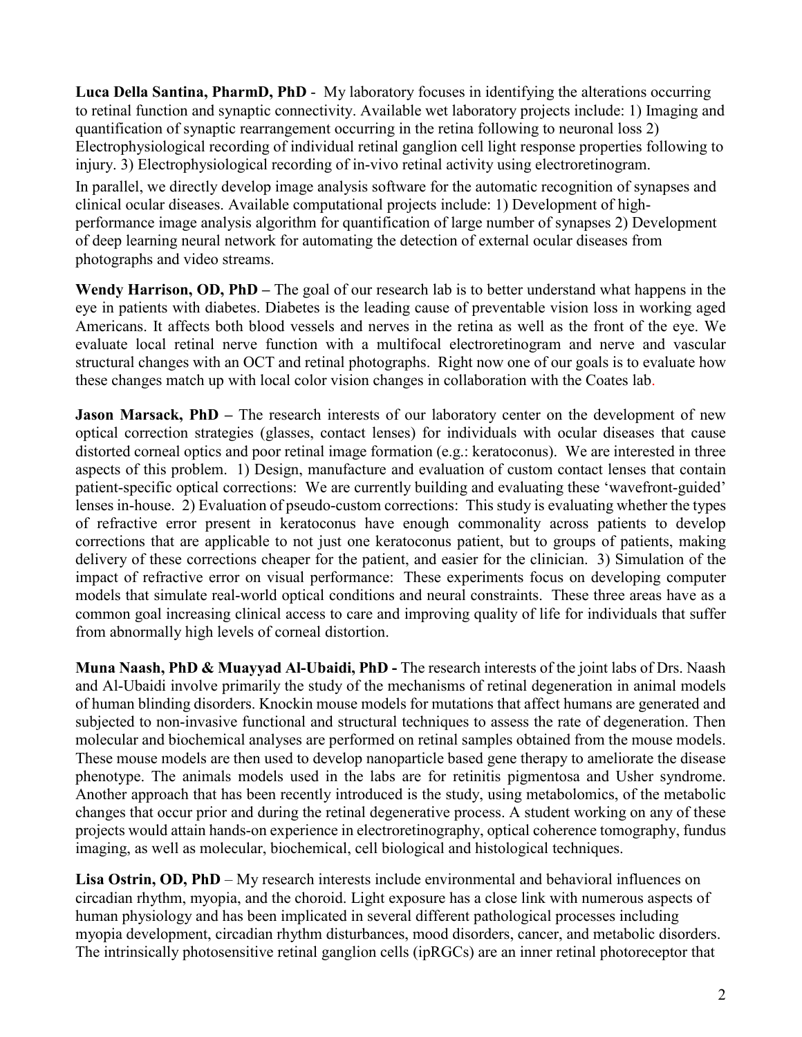**Luca Della Santina, PharmD, PhD** - My laboratory focuses in identifying the alterations occurring to retinal function and synaptic connectivity. Available wet laboratory projects include: 1) Imaging and quantification of synaptic rearrangement occurring in the retina following to neuronal loss 2) Electrophysiological recording of individual retinal ganglion cell light response properties following to injury. 3) Electrophysiological recording of in-vivo retinal activity using electroretinogram.

In parallel, we directly develop image analysis software for the automatic recognition of synapses and clinical ocular diseases. Available computational projects include: 1) Development of high-performance image analysis algorithm for quantification of large number of synapses 2) Development of deep learning neural network for automating the detection of external ocular diseases from photographs and video streams.

**Wendy Harrison, OD, PhD –** The goal of our research lab is to better understand what happens in the eye in patients with diabetes. Diabetes is the leading cause of preventable vision loss in working aged Americans. It affects both blood vessels and nerves in the retina as well as the front of the eye. We evaluate local retinal nerve function with a multifocal electroretinogram and nerve and vascular structural changes with an OCT and retinal photographs. Right now one of our goals is to evaluate how these changes match up with local color vision changes in collaboration with the Coates lab.

**Jason Marsack, PhD –** The research interests of our laboratory center on the development of new optical correction strategies (glasses, contact lenses) for individuals with ocular diseases that cause distorted corneal optics and poor retinal image formation (e.g.: keratoconus). We are interested in three aspects of this problem. 1) Design, manufacture and evaluation of custom contact lenses that contain patient-specific optical corrections: We are currently building and evaluating these 'wavefront-guided' lenses in-house. 2) Evaluation of pseudo-custom corrections: This study is evaluating whether the types of refractive error present in keratoconus have enough commonality across patients to develop corrections that are applicable to not just one keratoconus patient, but to groups of patients, making delivery of these corrections cheaper for the patient, and easier for the clinician. 3) Simulation of the impact of refractive error on visual performance: These experiments focus on developing computer models that simulate real-world optical conditions and neural constraints. These three areas have as a common goal increasing clinical access to care and improving quality of life for individuals that suffer from abnormally high levels of corneal distortion.

**Muna Naash, PhD & Muayyad Al-Ubaidi, PhD -** The research interests of the joint labs of Drs. Naash and Al-Ubaidi involve primarily the study of the mechanisms of retinal degeneration in animal models of human blinding disorders. Knockin mouse models for mutations that affect humans are generated and subjected to non-invasive functional and structural techniques to assess the rate of degeneration. Then molecular and biochemical analyses are performed on retinal samples obtained from the mouse models. These mouse models are then used to develop nanoparticle based gene therapy to ameliorate the disease phenotype. The animals models used in the labs are for retinitis pigmentosa and Usher syndrome. Another approach that has been recently introduced is the study, using metabolomics, of the metabolic changes that occur prior and during the retinal degenerative process. A student working on any of these projects would attain hands-on experience in electroretinography, optical coherence tomography, fundus imaging, as well as molecular, biochemical, cell biological and histological techniques.

**Lisa Ostrin, OD, PhD** – My research interests include environmental and behavioral influences on circadian rhythm, myopia, and the choroid. Light exposure has a close link with numerous aspects of human physiology and has been implicated in several different pathological processes including myopia development, circadian rhythm disturbances, mood disorders, cancer, and metabolic disorders. The intrinsically photosensitive retinal ganglion cells (ipRGCs) are an inner retinal photoreceptor that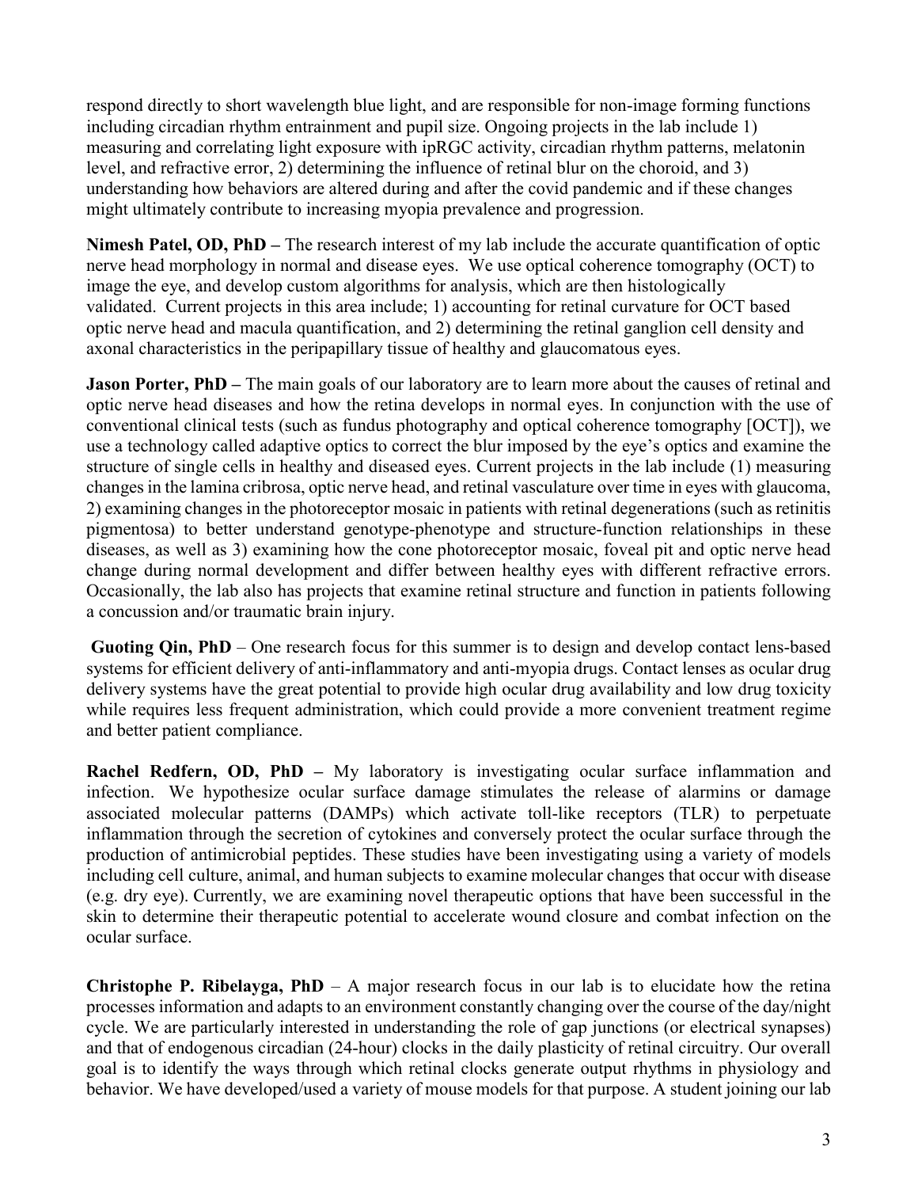respond directly to short wavelength blue light, and are responsible for non-image forming functions including circadian rhythm entrainment and pupil size. Ongoing projects in the lab include 1) measuring and correlating light exposure with ipRGC activity, circadian rhythm patterns, melatonin level, and refractive error, 2) determining the influence of retinal blur on the choroid, and 3) understanding how behaviors are altered during and after the covid pandemic and if these changes might ultimately contribute to increasing myopia prevalence and progression.

**Nimesh Patel, OD, PhD –** The research interest of my lab include the accurate quantification of optic nerve head morphology in normal and disease eyes. We use optical coherence tomography (OCT) to image the eye, and develop custom algorithms for analysis, which are then histologically validated. Current projects in this area include; 1) accounting for retinal curvature for OCT based optic nerve head and macula quantification, and 2) determining the retinal ganglion cell density and axonal characteristics in the peripapillary tissue of healthy and glaucomatous eyes.

**Jason Porter, PhD –** The main goals of our laboratory are to learn more about the causes of retinal and optic nerve head diseases and how the retina develops in normal eyes. In conjunction with the use of conventional clinical tests (such as fundus photography and optical coherence tomography [OCT]), we use a technology called adaptive optics to correct the blur imposed by the eye's optics and examine the structure of single cells in healthy and diseased eyes. Current projects in the lab include (1) measuring changes in the lamina cribrosa, optic nerve head, and retinal vasculature over time in eyes with glaucoma, 2) examining changes in the photoreceptor mosaic in patients with retinal degenerations (such as retinitis pigmentosa) to better understand genotype-phenotype and structure-function relationships in these diseases, as well as 3) examining how the cone photoreceptor mosaic, foveal pit and optic nerve head change during normal development and differ between healthy eyes with different refractive errors. Occasionally, the lab also has projects that examine retinal structure and function in patients following a concussion and/or traumatic brain injury.

**Guoting Qin, PhD** – One research focus for this summer is to design and develop contact lens-based systems for efficient delivery of anti-inflammatory and anti-myopia drugs. Contact lenses as ocular drug delivery systems have the great potential to provide high ocular drug availability and low drug toxicity while requires less frequent administration, which could provide a more convenient treatment regime and better patient compliance.

**Rachel Redfern, OD, PhD –** My laboratory is investigating ocular surface inflammation and infection. We hypothesize ocular surface damage stimulates the release of alarmins or damage associated molecular patterns (DAMPs) which activate toll-like receptors (TLR) to perpetuate inflammation through the secretion of cytokines and conversely protect the ocular surface through the production of antimicrobial peptides. These studies have been investigating using a variety of models including cell culture, animal, and human subjects to examine molecular changes that occur with disease (e.g. dry eye). Currently, we are examining novel therapeutic options that have been successful in the skin to determine their therapeutic potential to accelerate wound closure and combat infection on the ocular surface.

**Christophe P. Ribelayga, PhD** – A major research focus in our lab is to elucidate how the retina processes information and adapts to an environment constantly changing over the course of the day/night cycle. We are particularly interested in understanding the role of gap junctions (or electrical synapses) and that of endogenous circadian (24-hour) clocks in the daily plasticity of retinal circuitry. Our overall goal is to identify the ways through which retinal clocks generate output rhythms in physiology and behavior. We have developed/used a variety of mouse models for that purpose. A student joining our lab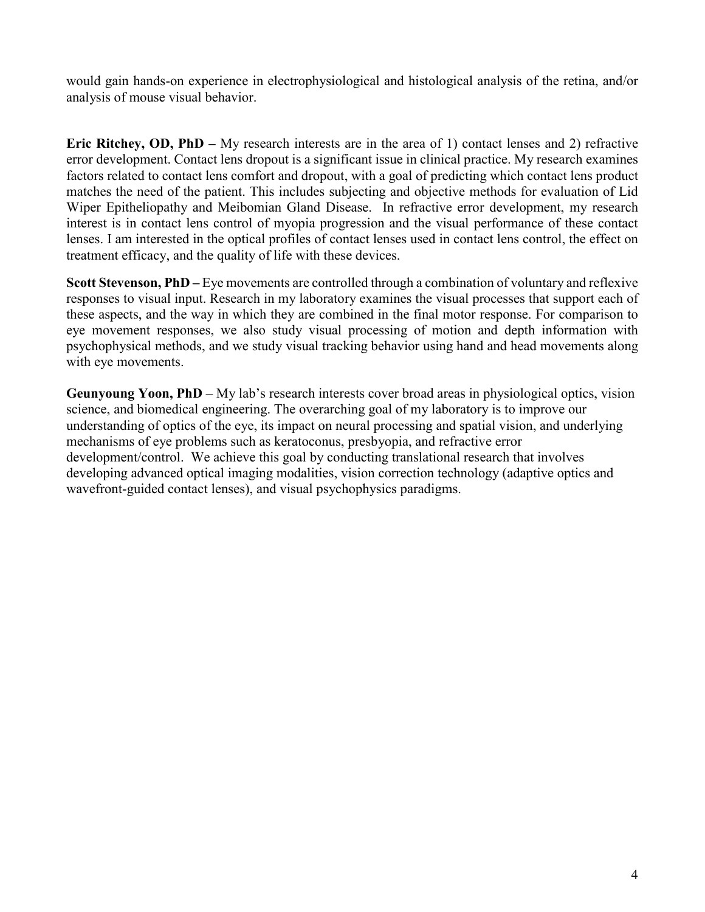would gain hands-on experience in electrophysiological and histological analysis of the retina, and/or analysis of mouse visual behavior.

**Eric Ritchey, OD, PhD –** My research interests are in the area of 1) contact lenses and 2) refractive error development. Contact lens dropout is a significant issue in clinical practice. My research examines factors related to contact lens comfort and dropout, with a goal of predicting which contact lens product matches the need of the patient. This includes subjecting and objective methods for evaluation of Lid Wiper Epitheliopathy and Meibomian Gland Disease. In refractive error development, my research interest is in contact lens control of myopia progression and the visual performance of these contact lenses. I am interested in the optical profiles of contact lenses used in contact lens control, the effect on treatment efficacy, and the quality of life with these devices.

**Scott Stevenson, PhD –** Eye movements are controlled through a combination of voluntary and reflexive responses to visual input. Research in my laboratory examines the visual processes that support each of these aspects, and the way in which they are combined in the final motor response. For comparison to eye movement responses, we also study visual processing of motion and depth information with psychophysical methods, and we study visual tracking behavior using hand and head movements along with eye movements.

**Geunyoung Yoon, PhD** – My lab's research interests cover broad areas in physiological optics, vision science, and biomedical engineering. The overarching goal of my laboratory is to improve our understanding of optics of the eye, its impact on neural processing and spatial vision, and underlying mechanisms of eye problems such as keratoconus, presbyopia, and refractive error development/control. We achieve this goal by conducting translational research that involves developing advanced optical imaging modalities, vision correction technology (adaptive optics and wavefront-guided contact lenses), and visual psychophysics paradigms.